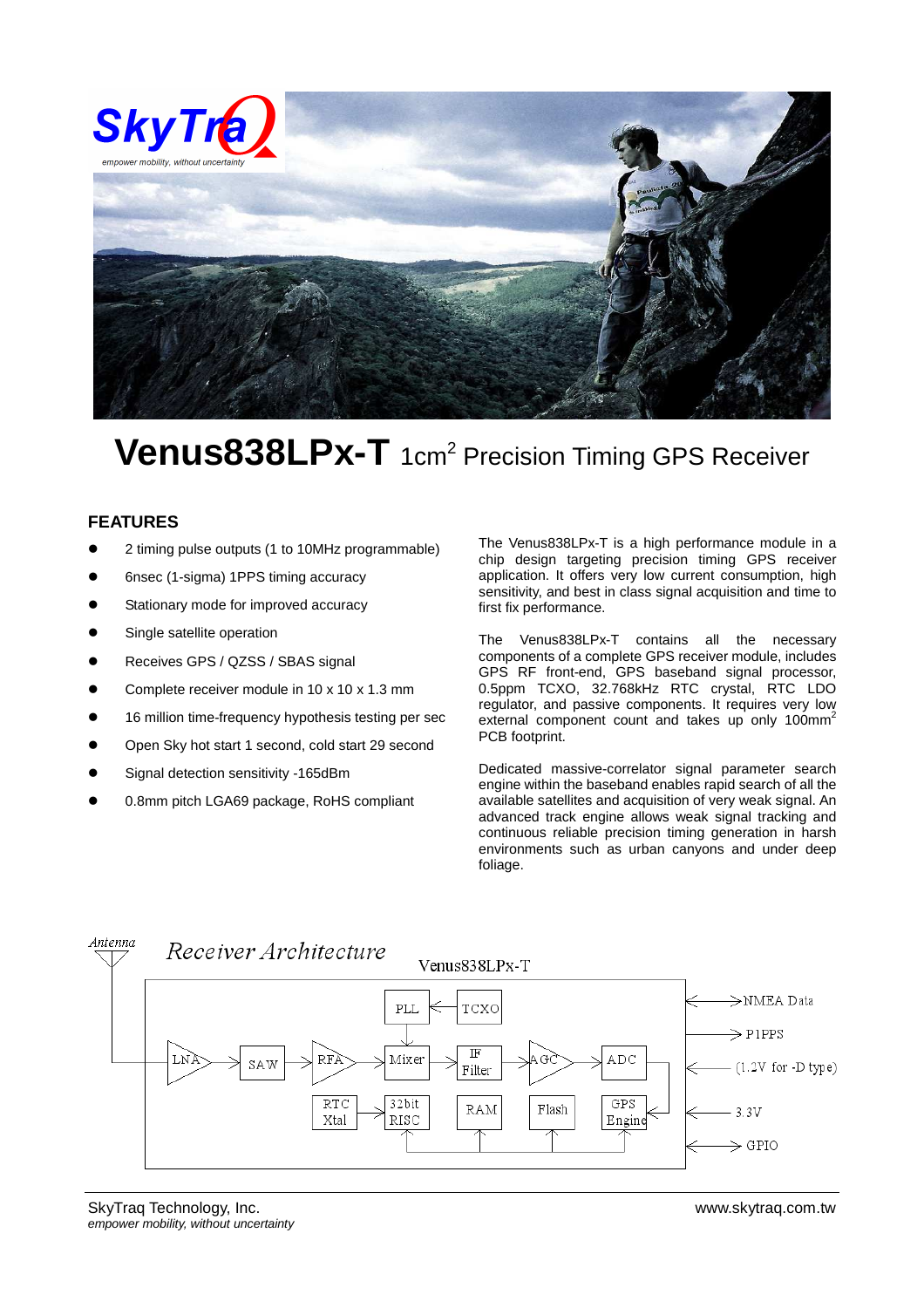# Venus838LPx-T 1cm$^2$ Precision Timing GPS Receiver

## FEATURES

- 2 timing pulse outputs (1 to 10MHz programmable)
- 6nsec (1-sigma) 1PPS timing accuracy
- Stationary mode for improved accuracy
- Single satellite operation
- Receives GPS / QZSS / SBAS signal
- Complete receiver module in 10 x 10 x 1.3 mm
- 16 million time-frequency hypothesis testing per sec
- Open Sky hot start 1 second, cold start 29 second
- Signal detection sensitivity -165dBm
- 0.8mm pitch LGA69 package, RoHS compliant

The Venus838LPx-T is a high performance module in a chip design targeting precision timing GPS receiver application. It offers very low current consumption, high sensitivity, and best in class signal acquisition and time to first fix performance.

The Venus838LPx-T contains all the necessary components of a complete GPS receiver module, includes GPS RF front-end, GPS baseband signal processor, 0.5ppm TCXO, 32.768kHz RTC crystal, RTC LDO regulator, and passive components. It requires very low external component count and takes up only 100mm$^2$ PCB footprint.

Dedicated massive-correlator signal parameter search engine within the baseband enables rapid search of all the available satellites and acquisition of very weak signal. An advanced track engine allows weak signal tracking and continuous reliable precision timing generation in harsh environments such as urban canyons and under deep foliage.

*Receiver Architecture*

Antenna — Venus838LPx-T: LNA → SAW → RFA → Mixer → IF Filter → AGC → ADC → GPS Engine; PLL ← TCXO; RTC Xtal, 32bit RISC, RAM, Flash. Outputs: NMEA Data, P1PPS, (1.2V for -D type), 3.3V, GPIO

SkyTraq Technology, Inc.
*empower mobility, without uncertainty*

www.skytraq.com.tw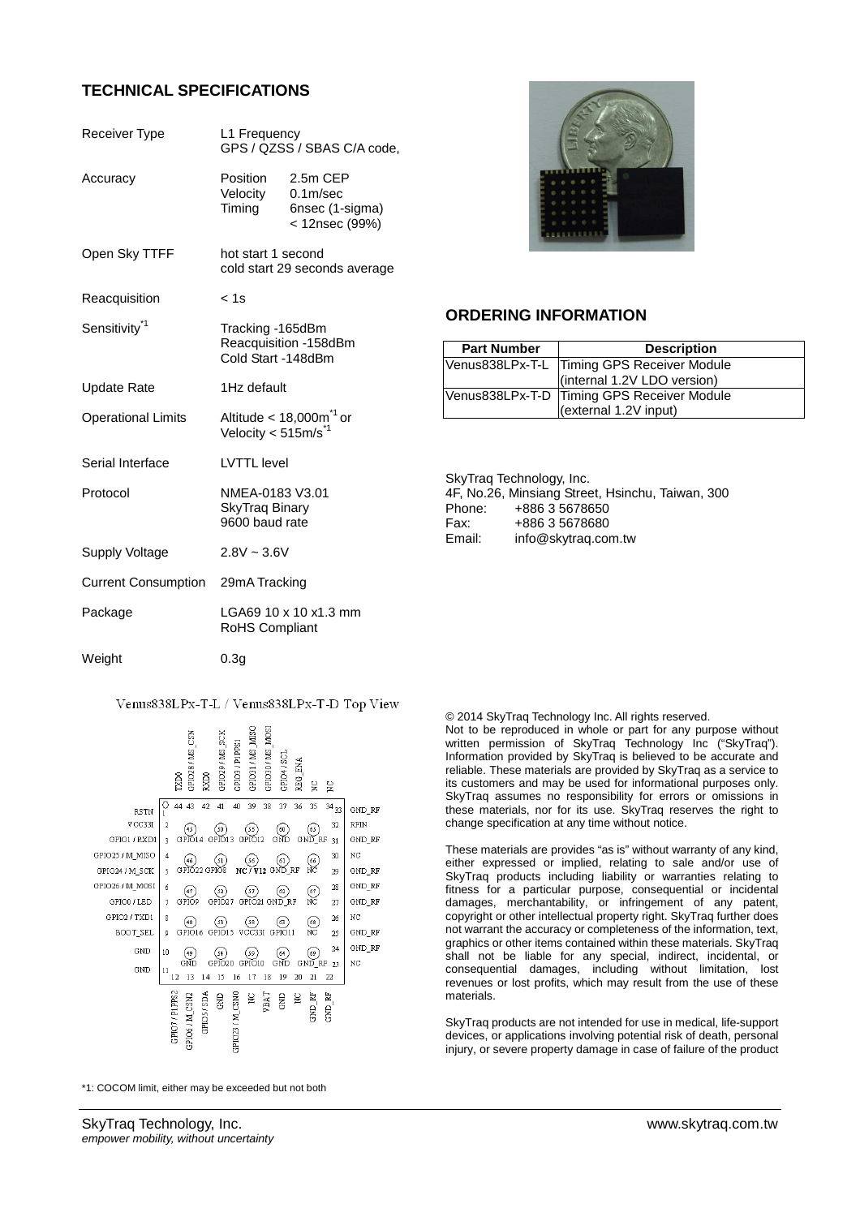## TECHNICAL SPECIFICATIONS

| | |
|---|---|
| Receiver Type | L1 Frequency<br>GPS / QZSS / SBAS C/A code, |
| Accuracy | Position 2.5m CEP<br>Velocity 0.1m/sec<br>Timing 6nsec (1-sigma)<br>< 12nsec (99%) |
| Open Sky TTFF | hot start 1 second<br>cold start 29 seconds average |
| Reacquisition | < 1s |
| Sensitivity[*1] | Tracking -165dBm<br>Reacquisition -158dBm<br>Cold Start -148dBm |
| Update Rate | 1Hz default |
| Operational Limits | Altitude < 18,000m[*1] or<br>Velocity < 515m/s[*1] |
| Serial Interface | LVTTL level |
| Protocol | NMEA-0183 V3.01<br>SkyTraq Binary<br>9600 baud rate |
| Supply Voltage | 2.8V ~ 3.6V |
| Current Consumption | 29mA Tracking |
| Package | LGA69 10 x 10 x1.3 mm<br>RoHS Compliant |
| Weight | 0.3g |

## ORDERING INFORMATION

| Part Number | Description |
|---|---|
| Venus838LPx-T-L | Timing GPS Receiver Module (internal 1.2V LDO version) |
| Venus838LPx-T-D | Timing GPS Receiver Module (external 1.2V input) |

SkyTraq Technology, Inc.
4F, No.26, Minsiang Street, Hsinchu, Taiwan, 300
Phone: +886 3 5678650
Fax: +886 3 5678680
Email: info@skytraq.com.tw

Venus838LPx-T-L / Venus838LPx-T-D Top View

Top pins (44–34): TXD0, GPIO28 / M_CSN, RXD0, GPIO29 / M_SCK, GPIO3 / P1PPS1, GPIO11 / M_MISO, GPIO10 / M_MOSI, GPIO4 / SCL, REG_ENA, NC, NC

Left pins (1–11): RSTN, VCC33I, GPIO1 / RXD1, GPIO25 / M_MISO, GPIO24 / M_SCK, GPIO26 / M_MOSI, GPIO0 / LED, GPIO2 / TXD1, BOOT_SEL, GND, GND

Right pins (33–23): GND_RF, RFIN, GND_RF, NC, GND_RF, GND_RF, GND_RF, NC, GND_RF, GND_RF, NC

Bottom pins (12–22): GPIO7 / P1PPS2, GPIO6 / M_CSN2, GPIO5 / SDA, GND, GPIO23 / M_CSN0, NC, VBAT, GND, NC, GND_RF, GND_RF

Center pads: 45 GPIO14, 50 GPIO13, 55 GPIO12, 60 GND, 65 GND_RF, 46 GPIO22, 51 GPIO8, 56 NC / V12, 61 GND_RF, 66 NC, 47 GPIO9, 52 GPIO27, 57 GPIO21, 62 GND_RF, 67 NC, 48 GPIO16, 53 GPIO15, 58 VCC33I, 63 GPIO11, 68 NC, 49 GND, 54 GPIO20, 59 GPIO10, 64 GND, 69 GND_RF

*1: COCOM limit, either may be exceeded but not both

© 2014 SkyTraq Technology Inc. All rights reserved.
Not to be reproduced in whole or part for any purpose without written permission of SkyTraq Technology Inc ("SkyTraq"). Information provided by SkyTraq is believed to be accurate and reliable. These materials are provided by SkyTraq as a service to its customers and may be used for informational purposes only. SkyTraq assumes no responsibility for errors or omissions in these materials, nor for its use. SkyTraq reserves the right to change specification at any time without notice.

These materials are provides "as is" without warranty of any kind, either expressed or implied, relating to sale and/or use of SkyTraq products including liability or warranties relating to fitness for a particular purpose, consequential or incidental damages, merchantability, or infringement of any patent, copyright or other intellectual property right. SkyTraq further does not warrant the accuracy or completeness of the information, text, graphics or other items contained within these materials. SkyTraq shall not be liable for any special, indirect, incidental, or consequential damages, including without limitation, lost revenues or lost profits, which may result from the use of these materials.

SkyTraq products are not intended for use in medical, life-support devices, or applications involving potential risk of death, personal injury, or severe property damage in case of failure of the product